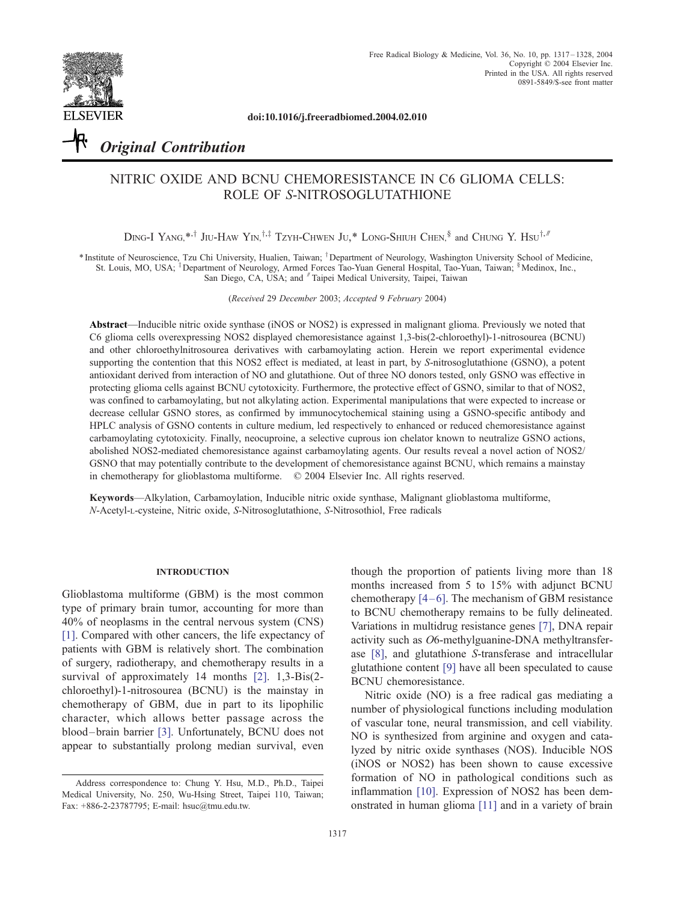doi:10.1016/j.freeradbiomed.2004.02.010

*Original Contribution*

# NITRIC OXIDE AND BCNU CHEMORESISTANCE IN C6 GLIOMA CELLS: ROLE OF *S*-NITROSOGLUTATHIONE

Ding-I Yang,[*,†] Jiu-Haw Yin,[†,‡] Tzyh-Chwen Ju,[*] Long-Shiuh Chen,[§] and Chung Y. Hsu[†,‖]

[*] Institute of Neuroscience, Tzu Chi University, Hualien, Taiwan; [†] Department of Neurology, Washington University School of Medicine, St. Louis, MO, USA; [‡] Department of Neurology, Armed Forces Tao-Yuan General Hospital, Tao-Yuan, Taiwan; [§] Medinox, Inc., San Diego, CA, USA; and [‖] Taipei Medical University, Taipei, Taiwan

(*Received* 29 *December* 2003; *Accepted* 9 *February* 2004)

**Abstract**—Inducible nitric oxide synthase (iNOS or NOS2) is expressed in malignant glioma. Previously we noted that C6 glioma cells overexpressing NOS2 displayed chemoresistance against 1,3-bis(2-chloroethyl)-1-nitrosourea (BCNU) and other chloroethylnitrosourea derivatives with carbamoylating action. Herein we report experimental evidence supporting the contention that this NOS2 effect is mediated, at least in part, by *S*-nitrosoglutathione (GSNO), a potent antioxidant derived from interaction of NO and glutathione. Out of three NO donors tested, only GSNO was effective in protecting glioma cells against BCNU cytotoxicity. Furthermore, the protective effect of GSNO, similar to that of NOS2, was confined to carbamoylating, but not alkylating action. Experimental manipulations that were expected to increase or decrease cellular GSNO stores, as confirmed by immunocytochemical staining using a GSNO-specific antibody and HPLC analysis of GSNO contents in culture medium, led respectively to enhanced or reduced chemoresistance against carbamoylating cytotoxicity. Finally, neocuproine, a selective cuprous ion chelator known to neutralize GSNO actions, abolished NOS2-mediated chemoresistance against carbamoylating agents. Our results reveal a novel action of NOS2/GSNO that may potentially contribute to the development of chemoresistance against BCNU, which remains a mainstay in chemotherapy for glioblastoma multiforme. © 2004 Elsevier Inc. All rights reserved.

**Keywords**—Alkylation, Carbamoylation, Inducible nitric oxide synthase, Malignant glioblastoma multiforme, *N*-Acetyl-L-cysteine, Nitric oxide, *S*-Nitrosoglutathione, *S*-Nitrosothiol, Free radicals

## INTRODUCTION

Glioblastoma multiforme (GBM) is the most common type of primary brain tumor, accounting for more than 40% of neoplasms in the central nervous system (CNS) [1]. Compared with other cancers, the life expectancy of patients with GBM is relatively short. The combination of surgery, radiotherapy, and chemotherapy results in a survival of approximately 14 months [2]. 1,3-Bis(2-chloroethyl)-1-nitrosourea (BCNU) is the mainstay in chemotherapy of GBM, due in part to its lipophilic character, which allows better passage across the blood–brain barrier [3]. Unfortunately, BCNU does not appear to substantially prolong median survival, even though the proportion of patients living more than 18 months increased from 5 to 15% with adjunct BCNU chemotherapy [4–6]. The mechanism of GBM resistance to BCNU chemotherapy remains to be fully delineated. Variations in multidrug resistance genes [7], DNA repair activity such as *O*6-methylguanine-DNA methyltransferase [8], and glutathione *S*-transferase and intracellular glutathione content [9] have all been speculated to cause BCNU chemoresistance.

Nitric oxide (NO) is a free radical gas mediating a number of physiological functions including modulation of vascular tone, neural transmission, and cell viability. NO is synthesized from arginine and oxygen and catalyzed by nitric oxide synthases (NOS). Inducible NOS (iNOS or NOS2) has been shown to cause excessive formation of NO in pathological conditions such as inflammation [10]. Expression of NOS2 has been demonstrated in human glioma [11] and in a variety of brain

Address correspondence to: Chung Y. Hsu, M.D., Ph.D., Taipei Medical University, No. 250, Wu-Hsing Street, Taipei 110, Taiwan; Fax: +886-2-23787795; E-mail: hsuc@tmu.edu.tw.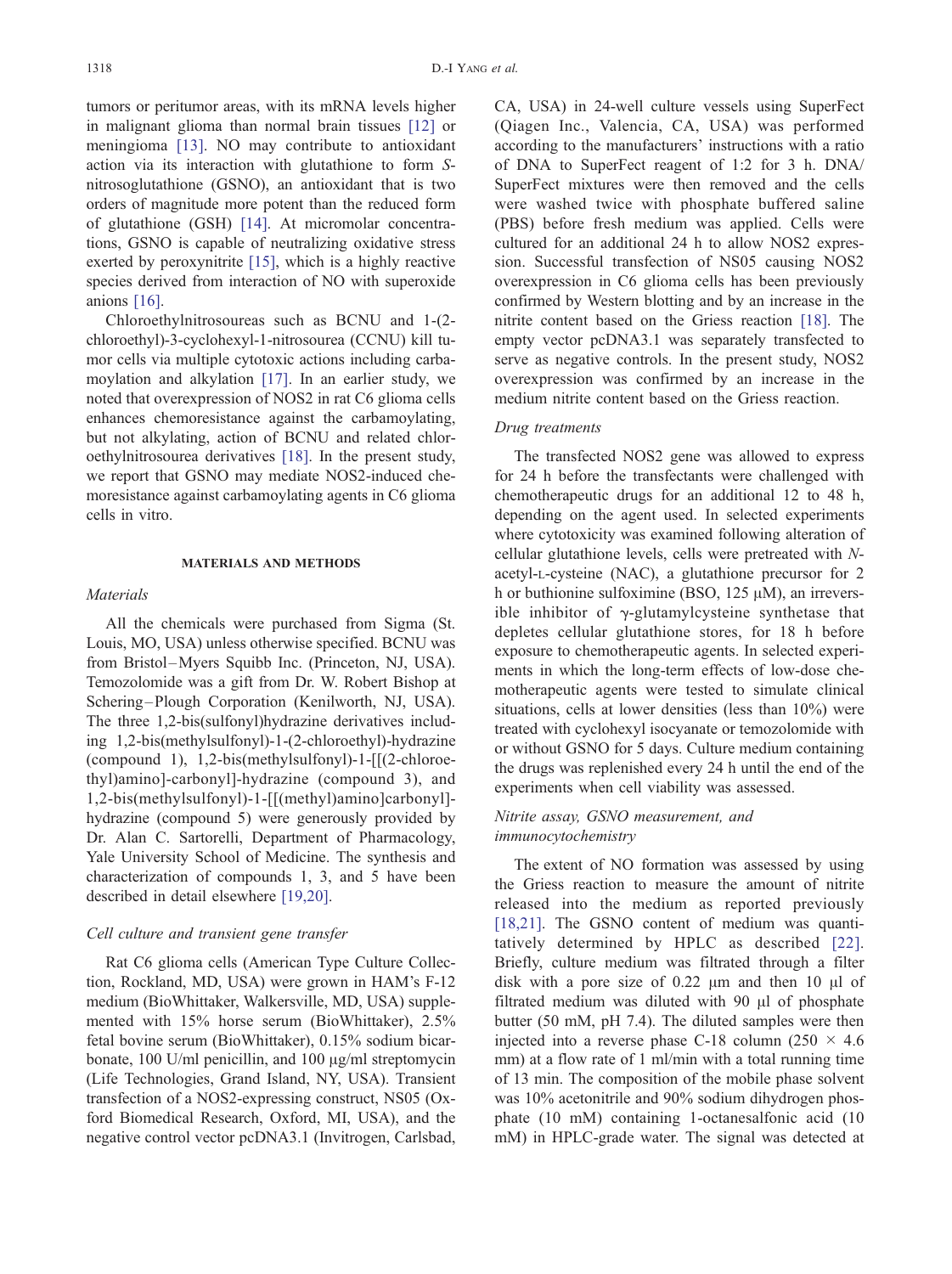tumors or peritumor areas, with its mRNA levels higher in malignant glioma than normal brain tissues [12] or meningioma [13]. NO may contribute to antioxidant action via its interaction with glutathione to form *S*-nitrosoglutathione (GSNO), an antioxidant that is two orders of magnitude more potent than the reduced form of glutathione (GSH) [14]. At micromolar concentrations, GSNO is capable of neutralizing oxidative stress exerted by peroxynitrite [15], which is a highly reactive species derived from interaction of NO with superoxide anions [16].

Chloroethylnitrosoureas such as BCNU and 1-(2-chloroethyl)-3-cyclohexyl-1-nitrosourea (CCNU) kill tumor cells via multiple cytotoxic actions including carbamoylation and alkylation [17]. In an earlier study, we noted that overexpression of NOS2 in rat C6 glioma cells enhances chemoresistance against the carbamoylating, but not alkylating, action of BCNU and related chloroethylnitrosourea derivatives [18]. In the present study, we report that GSNO may mediate NOS2-induced chemoresistance against carbamoylating agents in C6 glioma cells in vitro.

## MATERIALS AND METHODS

### *Materials*

All the chemicals were purchased from Sigma (St. Louis, MO, USA) unless otherwise specified. BCNU was from Bristol–Myers Squibb Inc. (Princeton, NJ, USA). Temozolomide was a gift from Dr. W. Robert Bishop at Schering–Plough Corporation (Kenilworth, NJ, USA). The three 1,2-bis(sulfonyl)hydrazine derivatives including 1,2-bis(methylsulfonyl)-1-(2-chloroethyl)-hydrazine (compound 1), 1,2-bis(methylsulfonyl)-1-[[(2-chloroethyl)amino]-carbonyl]-hydrazine (compound 3), and 1,2-bis(methylsulfonyl)-1-[[(methyl)amino]carbonyl]-hydrazine (compound 5) were generously provided by Dr. Alan C. Sartorelli, Department of Pharmacology, Yale University School of Medicine. The synthesis and characterization of compounds 1, 3, and 5 have been described in detail elsewhere [19,20].

### *Cell culture and transient gene transfer*

Rat C6 glioma cells (American Type Culture Collection, Rockland, MD, USA) were grown in HAM's F-12 medium (BioWhittaker, Walkersville, MD, USA) supplemented with 15% horse serum (BioWhittaker), 2.5% fetal bovine serum (BioWhittaker), 0.15% sodium bicarbonate, 100 U/ml penicillin, and 100 μg/ml streptomycin (Life Technologies, Grand Island, NY, USA). Transient transfection of a NOS2-expressing construct, NS05 (Oxford Biomedical Research, Oxford, MI, USA), and the negative control vector pcDNA3.1 (Invitrogen, Carlsbad, CA, USA) in 24-well culture vessels using SuperFect (Qiagen Inc., Valencia, CA, USA) was performed according to the manufacturers' instructions with a ratio of DNA to SuperFect reagent of 1:2 for 3 h. DNA/SuperFect mixtures were then removed and the cells were washed twice with phosphate buffered saline (PBS) before fresh medium was applied. Cells were cultured for an additional 24 h to allow NOS2 expression. Successful transfection of NS05 causing NOS2 overexpression in C6 glioma cells has been previously confirmed by Western blotting and by an increase in the nitrite content based on the Griess reaction [18]. The empty vector pcDNA3.1 was separately transfected to serve as negative controls. In the present study, NOS2 overexpression was confirmed by an increase in the medium nitrite content based on the Griess reaction.

### *Drug treatments*

The transfected NOS2 gene was allowed to express for 24 h before the transfectants were challenged with chemotherapeutic drugs for an additional 12 to 48 h, depending on the agent used. In selected experiments where cytotoxicity was examined following alteration of cellular glutathione levels, cells were pretreated with *N*-acetyl-L-cysteine (NAC), a glutathione precursor for 2 h or buthionine sulfoximine (BSO, 125 μM), an irreversible inhibitor of γ-glutamylcysteine synthetase that depletes cellular glutathione stores, for 18 h before exposure to chemotherapeutic agents. In selected experiments in which the long-term effects of low-dose chemotherapeutic agents were tested to simulate clinical situations, cells at lower densities (less than 10%) were treated with cyclohexyl isocyanate or temozolomide with or without GSNO for 5 days. Culture medium containing the drugs was replenished every 24 h until the end of the experiments when cell viability was assessed.

### *Nitrite assay, GSNO measurement, and immunocytochemistry*

The extent of NO formation was assessed by using the Griess reaction to measure the amount of nitrite released into the medium as reported previously [18,21]. The GSNO content of medium was quantitatively determined by HPLC as described [22]. Briefly, culture medium was filtrated through a filter disk with a pore size of 0.22 μm and then 10 μl of filtrated medium was diluted with 90 μl of phosphate butter (50 mM, pH 7.4). The diluted samples were then injected into a reverse phase C-18 column (250 × 4.6 mm) at a flow rate of 1 ml/min with a total running time of 13 min. The composition of the mobile phase solvent was 10% acetonitrile and 90% sodium dihydrogen phosphate (10 mM) containing 1-octanesalfonic acid (10 mM) in HPLC-grade water. The signal was detected at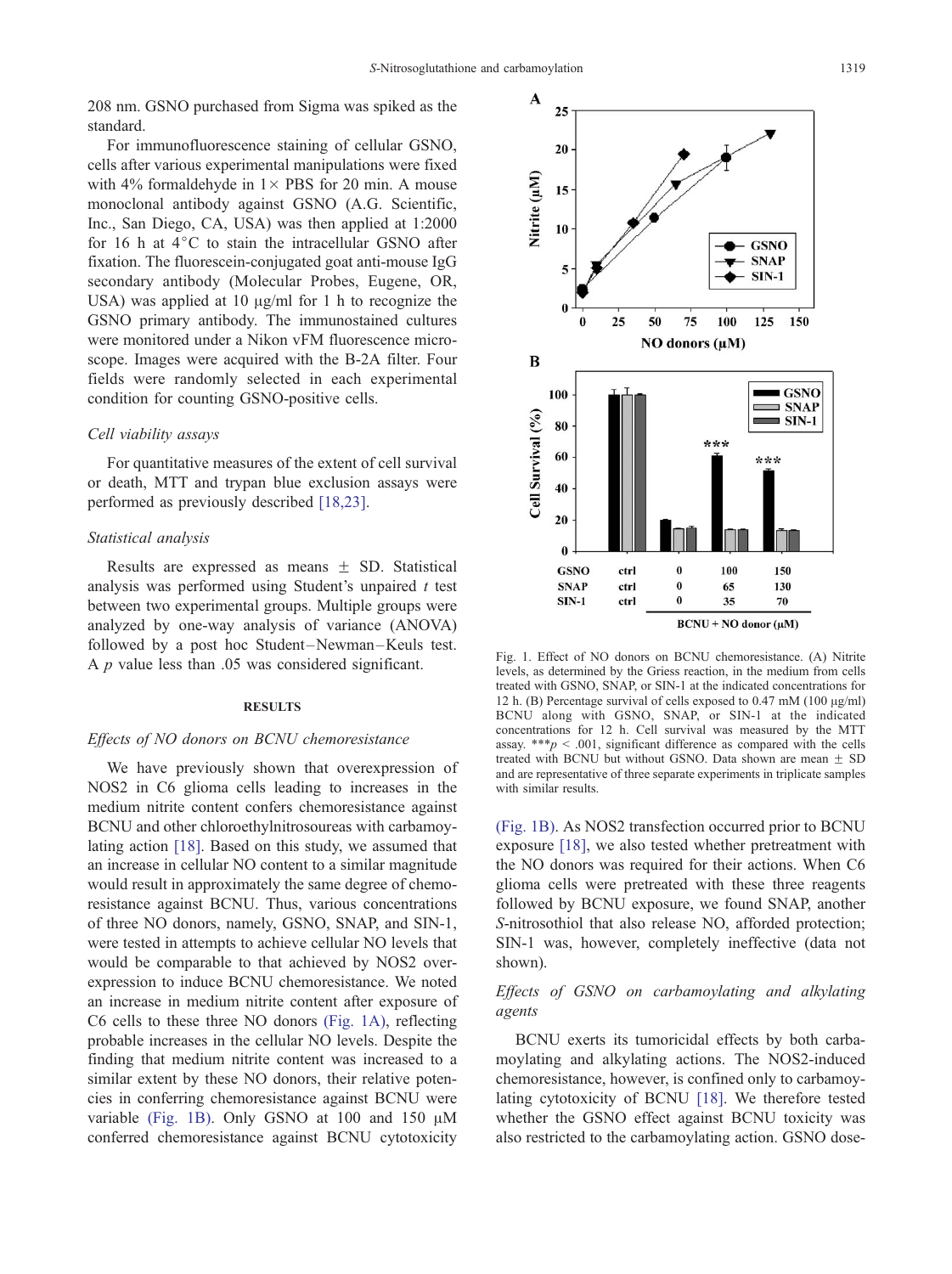208 nm. GSNO purchased from Sigma was spiked as the standard.

For immunofluorescence staining of cellular GSNO, cells after various experimental manipulations were fixed with 4% formaldehyde in 1× PBS for 20 min. A mouse monoclonal antibody against GSNO (A.G. Scientific, Inc., San Diego, CA, USA) was then applied at 1:2000 for 16 h at 4°C to stain the intracellular GSNO after fixation. The fluorescein-conjugated goat anti-mouse IgG secondary antibody (Molecular Probes, Eugene, OR, USA) was applied at 10 μg/ml for 1 h to recognize the GSNO primary antibody. The immunostained cultures were monitored under a Nikon vFM fluorescence microscope. Images were acquired with the B-2A filter. Four fields were randomly selected in each experimental condition for counting GSNO-positive cells.

### *Cell viability assays*

For quantitative measures of the extent of cell survival or death, MTT and trypan blue exclusion assays were performed as previously described [18,23].

### *Statistical analysis*

Results are expressed as means ± SD. Statistical analysis was performed using Student's unpaired *t* test between two experimental groups. Multiple groups were analyzed by one-way analysis of variance (ANOVA) followed by a post hoc Student–Newman–Keuls test. A *p* value less than .05 was considered significant.

## RESULTS

### *Effects of NO donors on BCNU chemoresistance*

We have previously shown that overexpression of NOS2 in C6 glioma cells leading to increases in the medium nitrite content confers chemoresistance against BCNU and other chloroethylnitrosoureas with carbamoylating action [18]. Based on this study, we assumed that an increase in cellular NO content to a similar magnitude would result in approximately the same degree of chemoresistance against BCNU. Thus, various concentrations of three NO donors, namely, GSNO, SNAP, and SIN-1, were tested in attempts to achieve cellular NO levels that would be comparable to that achieved by NOS2 overexpression to induce BCNU chemoresistance. We noted an increase in medium nitrite content after exposure of C6 cells to these three NO donors (Fig. 1A), reflecting probable increases in the cellular NO levels. Despite the finding that medium nitrite content was increased to a similar extent by these NO donors, their relative potencies in conferring chemoresistance against BCNU were variable (Fig. 1B). Only GSNO at 100 and 150 μM conferred chemoresistance against BCNU cytotoxicity (Fig. 1B). As NOS2 transfection occurred prior to BCNU exposure [18], we also tested whether pretreatment with the NO donors was required for their actions. When C6 glioma cells were pretreated with these three reagents followed by BCNU exposure, we found SNAP, another *S*-nitrosothiol that also release NO, afforded protection; SIN-1 was, however, completely ineffective (data not shown).

Fig. 1. Effect of NO donors on BCNU chemoresistance. (A) Nitrite levels, as determined by the Griess reaction, in the medium from cells treated with GSNO, SNAP, or SIN-1 at the indicated concentrations for 12 h. (B) Percentage survival of cells exposed to 0.47 mM (100 μg/ml) BCNU along with GSNO, SNAP, or SIN-1 at the indicated concentrations for 12 h. Cell survival was measured by the MTT assay. ***$p < .001$, significant difference as compared with the cells treated with BCNU but without GSNO. Data shown are mean ± SD and are representative of three separate experiments in triplicate samples with similar results.

### *Effects of GSNO on carbamoylating and alkylating agents*

BCNU exerts its tumoricidal effects by both carbamoylating and alkylating actions. The NOS2-induced chemoresistance, however, is confined only to carbamoylating cytotoxicity of BCNU [18]. We therefore tested whether the GSNO effect against BCNU toxicity was also restricted to the carbamoylating action. GSNO dose-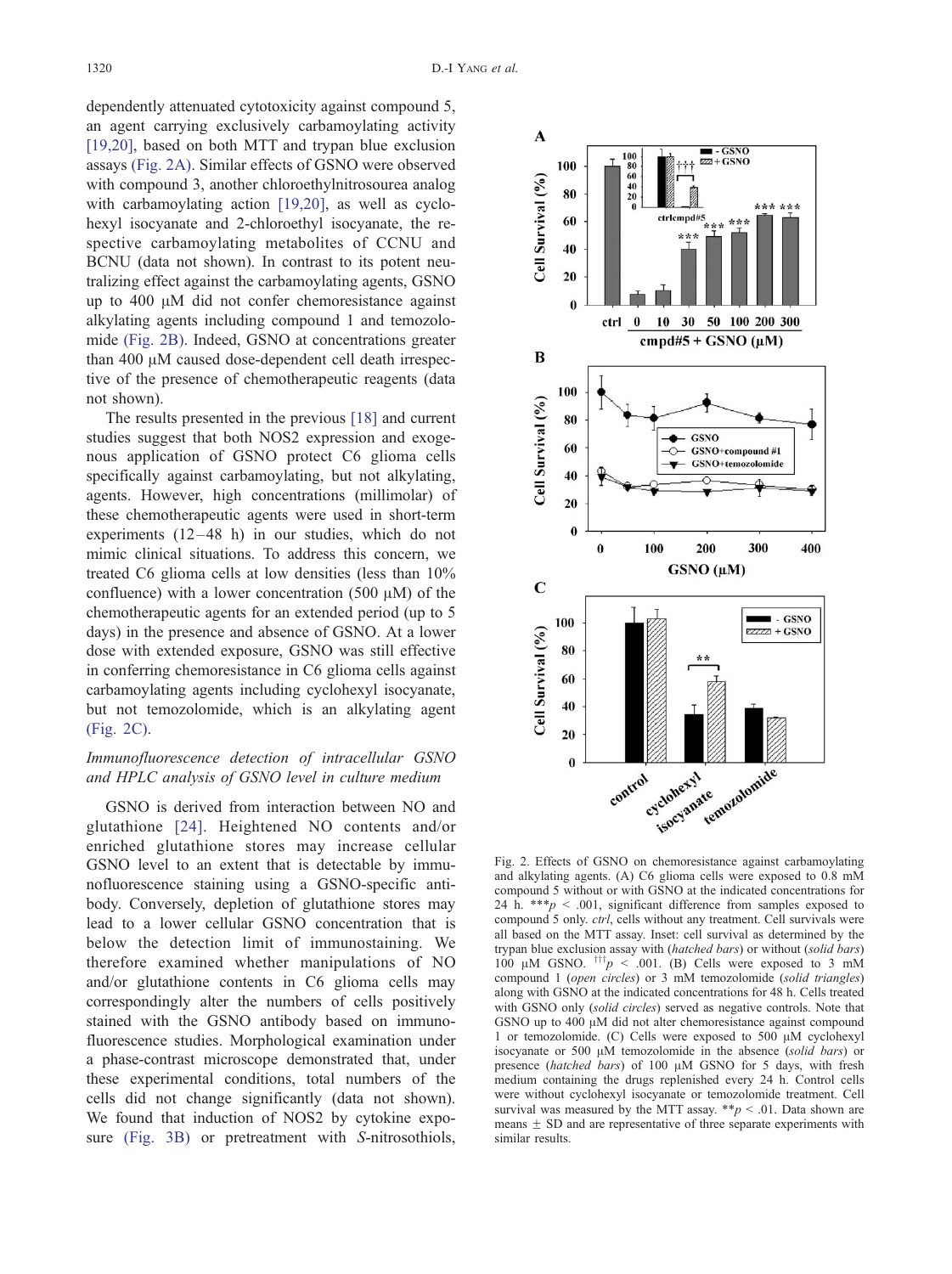dependently attenuated cytotoxicity against compound 5, an agent carrying exclusively carbamoylating activity [19,20], based on both MTT and trypan blue exclusion assays (Fig. 2A). Similar effects of GSNO were observed with compound 3, another chloroethylnitrosourea analog with carbamoylating action [19,20], as well as cyclohexyl isocyanate and 2-chloroethyl isocyanate, the respective carbamoylating metabolites of CCNU and BCNU (data not shown). In contrast to its potent neutralizing effect against the carbamoylating agents, GSNO up to 400 μM did not confer chemoresistance against alkylating agents including compound 1 and temozolomide (Fig. 2B). Indeed, GSNO at concentrations greater than 400 μM caused dose-dependent cell death irrespective of the presence of chemotherapeutic reagents (data not shown).

The results presented in the previous [18] and current studies suggest that both NOS2 expression and exogenous application of GSNO protect C6 glioma cells specifically against carbamoylating, but not alkylating, agents. However, high concentrations (millimolar) of these chemotherapeutic agents were used in short-term experiments (12–48 h) in our studies, which do not mimic clinical situations. To address this concern, we treated C6 glioma cells at low densities (less than 10% confluence) with a lower concentration (500 μM) of the chemotherapeutic agents for an extended period (up to 5 days) in the presence and absence of GSNO. At a lower dose with extended exposure, GSNO was still effective in conferring chemoresistance in C6 glioma cells against carbamoylating agents including cyclohexyl isocyanate, but not temozolomide, which is an alkylating agent (Fig. 2C).

*Immunofluorescence detection of intracellular GSNO and HPLC analysis of GSNO level in culture medium*

GSNO is derived from interaction between NO and glutathione [24]. Heightened NO contents and/or enriched glutathione stores may increase cellular GSNO level to an extent that is detectable by immunofluorescence staining using a GSNO-specific antibody. Conversely, depletion of glutathione stores may lead to a lower cellular GSNO concentration that is below the detection limit of immunostaining. We therefore examined whether manipulations of NO and/or glutathione contents in C6 glioma cells may correspondingly alter the numbers of cells positively stained with the GSNO antibody based on immunofluorescence studies. Morphological examination under a phase-contrast microscope demonstrated that, under these experimental conditions, total numbers of the cells did not change significantly (data not shown). We found that induction of NOS2 by cytokine exposure (Fig. 3B) or pretreatment with *S*-nitrosothiols,

Fig. 2. Effects of GSNO on chemoresistance against carbamoylating and alkylating agents. (A) C6 glioma cells were exposed to 0.8 mM compound 5 without or with GSNO at the indicated concentrations for 24 h. \*\*\*$p$ < .001, significant difference from samples exposed to compound 5 only. *ctrl*, cells without any treatment. Cell survivals were all based on the MTT assay. Inset: cell survival as determined by the trypan blue exclusion assay with (*hatched bars*) or without (*solid bars*) 100 μM GSNO. †††$p$ < .001. (B) Cells were exposed to 3 mM compound 1 (*open circles*) or 3 mM temozolomide (*solid triangles*) along with GSNO at the indicated concentrations for 48 h. Cells treated with GSNO only (*solid circles*) served as negative controls. Note that GSNO up to 400 μM did not alter chemoresistance against compound 1 or temozolomide. (C) Cells were exposed to 500 μM cyclohexyl isocyanate or 500 μM temozolomide in the absence (*solid bars*) or presence (*hatched bars*) of 100 μM GSNO for 5 days, with fresh medium containing the drugs replenished every 24 h. Control cells were without cyclohexyl isocyanate or temozolomide treatment. Cell survival was measured by the MTT assay. \*\*$p$ < .01. Data shown are means ± SD and are representative of three separate experiments with similar results.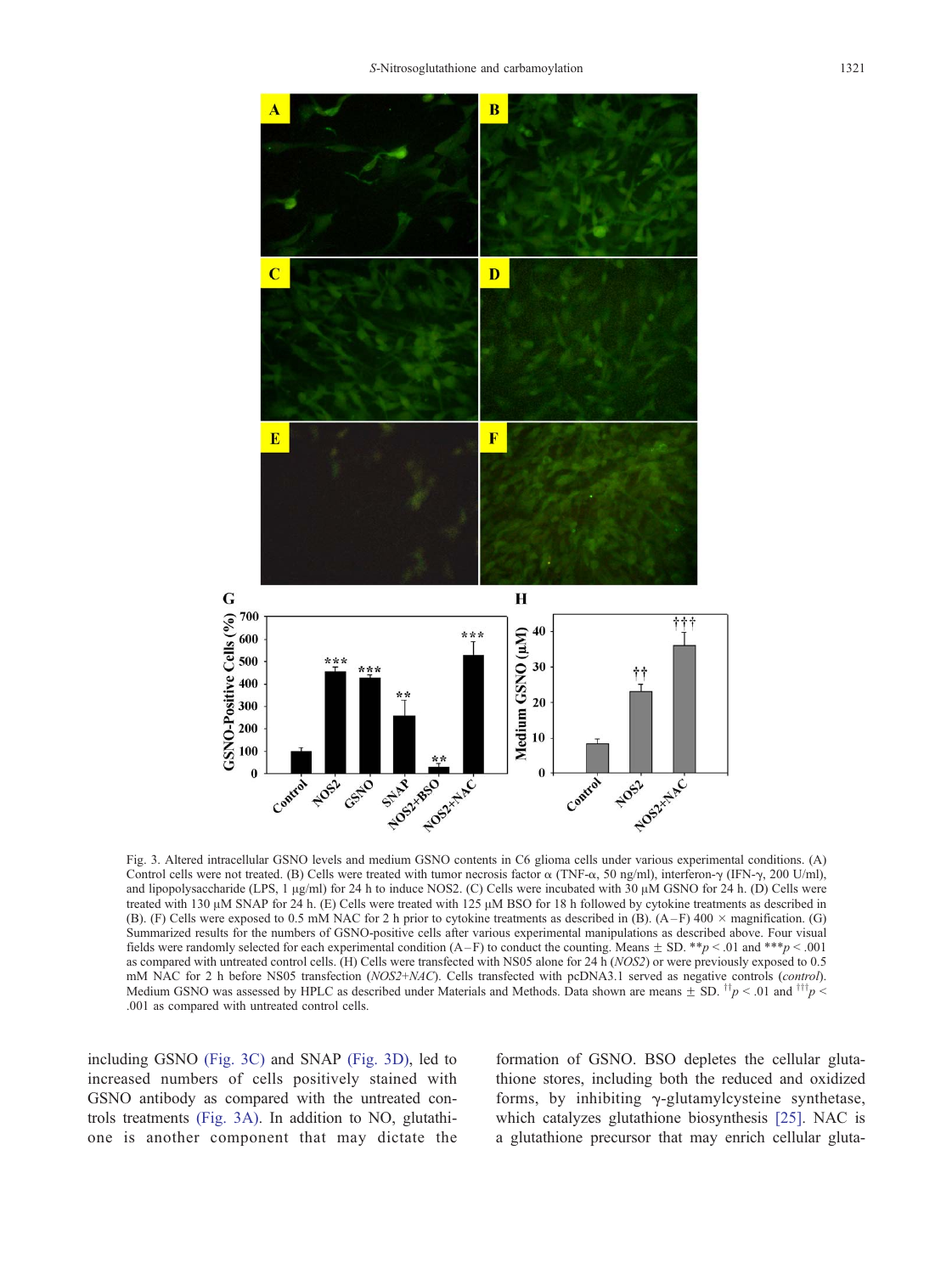Fig. 3. Altered intracellular GSNO levels and medium GSNO contents in C6 glioma cells under various experimental conditions. (A) Control cells were not treated. (B) Cells were treated with tumor necrosis factor α (TNF-α, 50 ng/ml), interferon-γ (IFN-γ, 200 U/ml), and lipopolysaccharide (LPS, 1 μg/ml) for 24 h to induce NOS2. (C) Cells were incubated with 30 μM GSNO for 24 h. (D) Cells were treated with 130 μM SNAP for 24 h. (E) Cells were treated with 125 μM BSO for 18 h followed by cytokine treatments as described in (B). (F) Cells were exposed to 0.5 mM NAC for 2 h prior to cytokine treatments as described in (B). (A–F) 400 × magnification. (G) Summarized results for the numbers of GSNO-positive cells after various experimental manipulations as described above. Four visual fields were randomly selected for each experimental condition (A–F) to conduct the counting. Means ± SD. $^{**}p < .01$ and $^{***}p < .001$ as compared with untreated control cells. (H) Cells were transfected with NS05 alone for 24 h (*NOS2*) or were previously exposed to 0.5 mM NAC for 2 h before NS05 transfection (*NOS2+NAC*). Cells transfected with pcDNA3.1 served as negative controls (*control*). Medium GSNO was assessed by HPLC as described under Materials and Methods. Data shown are means ± SD. $^{\dagger\dagger}p < .01$ and $^{\dagger\dagger\dagger}p < .001$ as compared with untreated control cells.

including GSNO (Fig. 3C) and SNAP (Fig. 3D), led to increased numbers of cells positively stained with GSNO antibody as compared with the untreated controls treatments (Fig. 3A). In addition to NO, glutathione is another component that may dictate the formation of GSNO. BSO depletes the cellular glutathione stores, including both the reduced and oxidized forms, by inhibiting γ-glutamylcysteine synthetase, which catalyzes glutathione biosynthesis [25]. NAC is a glutathione precursor that may enrich cellular gluta-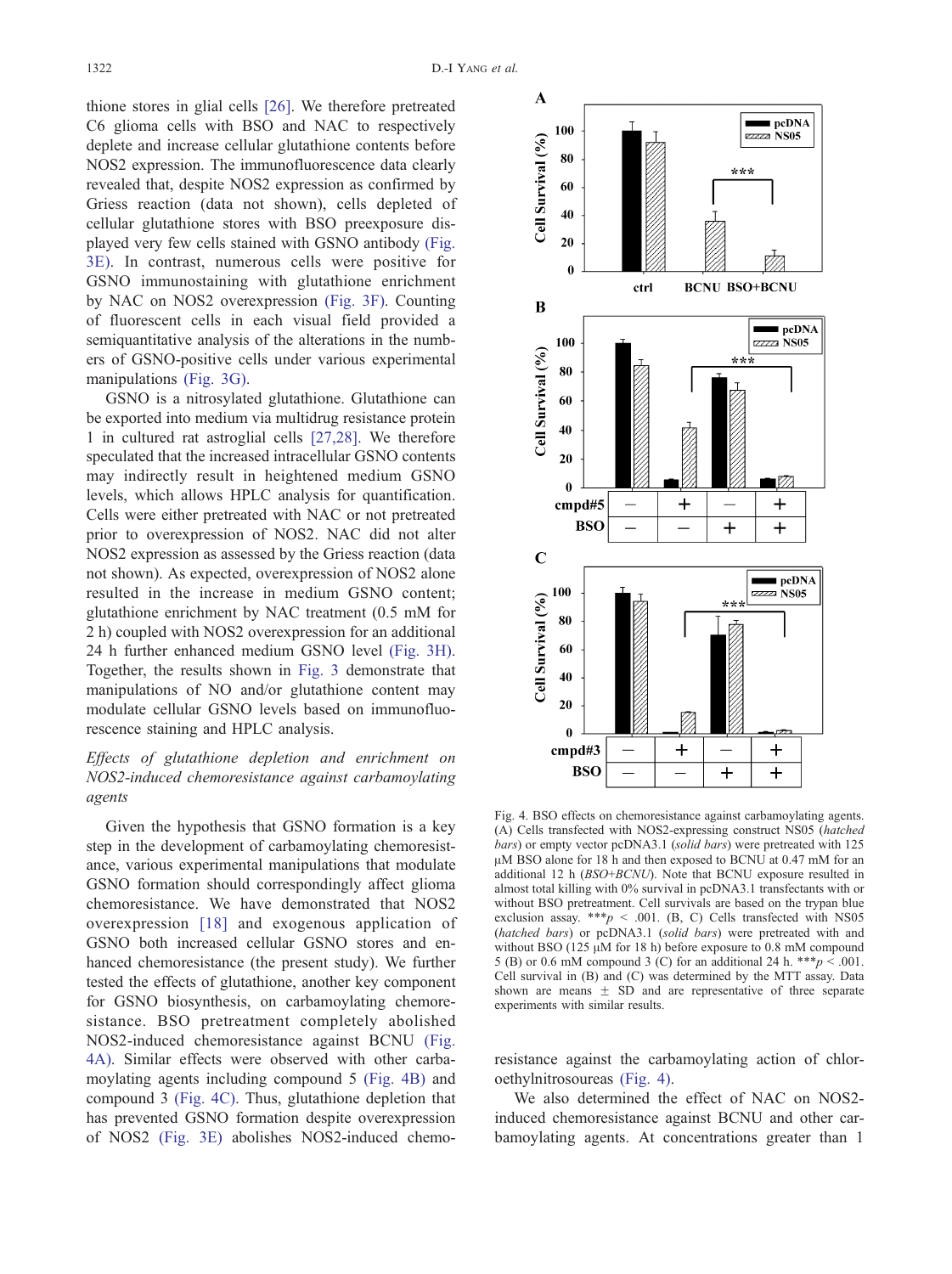thione stores in glial cells [26]. We therefore pretreated C6 glioma cells with BSO and NAC to respectively deplete and increase cellular glutathione contents before NOS2 expression. The immunofluorescence data clearly revealed that, despite NOS2 expression as confirmed by Griess reaction (data not shown), cells depleted of cellular glutathione stores with BSO preexposure displayed very few cells stained with GSNO antibody (Fig. 3E). In contrast, numerous cells were positive for GSNO immunostaining with glutathione enrichment by NAC on NOS2 overexpression (Fig. 3F). Counting of fluorescent cells in each visual field provided a semiquantitative analysis of the alterations in the numbers of GSNO-positive cells under various experimental manipulations (Fig. 3G).

GSNO is a nitrosylated glutathione. Glutathione can be exported into medium via multidrug resistance protein 1 in cultured rat astroglial cells [27,28]. We therefore speculated that the increased intracellular GSNO contents may indirectly result in heightened medium GSNO levels, which allows HPLC analysis for quantification. Cells were either pretreated with NAC or not pretreated prior to overexpression of NOS2. NAC did not alter NOS2 expression as assessed by the Griess reaction (data not shown). As expected, overexpression of NOS2 alone resulted in the increase in medium GSNO content; glutathione enrichment by NAC treatment (0.5 mM for 2 h) coupled with NOS2 overexpression for an additional 24 h further enhanced medium GSNO level (Fig. 3H). Together, the results shown in Fig. 3 demonstrate that manipulations of NO and/or glutathione content may modulate cellular GSNO levels based on immunofluorescence staining and HPLC analysis.

*Effects of glutathione depletion and enrichment on NOS2-induced chemoresistance against carbamoylating agents*

Given the hypothesis that GSNO formation is a key step in the development of carbamoylating chemoresistance, various experimental manipulations that modulate GSNO formation should correspondingly affect glioma chemoresistance. We have demonstrated that NOS2 overexpression [18] and exogenous application of GSNO both increased cellular GSNO stores and enhanced chemoresistance (the present study). We further tested the effects of glutathione, another key component for GSNO biosynthesis, on carbamoylating chemoresistance. BSO pretreatment completely abolished NOS2-induced chemoresistance against BCNU (Fig. 4A). Similar effects were observed with other carbamoylating agents including compound 5 (Fig. 4B) and compound 3 (Fig. 4C). Thus, glutathione depletion that has prevented GSNO formation despite overexpression of NOS2 (Fig. 3E) abolishes NOS2-induced chemoresistance against the carbamoylating action of chloroethylnitrosoureas (Fig. 4).

Fig. 4. BSO effects on chemoresistance against carbamoylating agents. (A) Cells transfected with NOS2-expressing construct NS05 (*hatched bars*) or empty vector pcDNA3.1 (*solid bars*) were pretreated with 125 μM BSO alone for 18 h and then exposed to BCNU at 0.47 mM for an additional 12 h (*BSO+BCNU*). Note that BCNU exposure resulted in almost total killing with 0% survival in pcDNA3.1 transfectants with or without BSO pretreatment. Cell survivals are based on the trypan blue exclusion assay. \*\*\*$p < .001$. (B, C) Cells transfected with NS05 (*hatched bars*) or pcDNA3.1 (*solid bars*) were pretreated with and without BSO (125 μM for 18 h) before exposure to 0.8 mM compound 5 (B) or 0.6 mM compound 3 (C) for an additional 24 h. \*\*\*$p < .001$. Cell survival in (B) and (C) was determined by the MTT assay. Data shown are means ± SD and are representative of three separate experiments with similar results.

We also determined the effect of NAC on NOS2-induced chemoresistance against BCNU and other carbamoylating agents. At concentrations greater than 1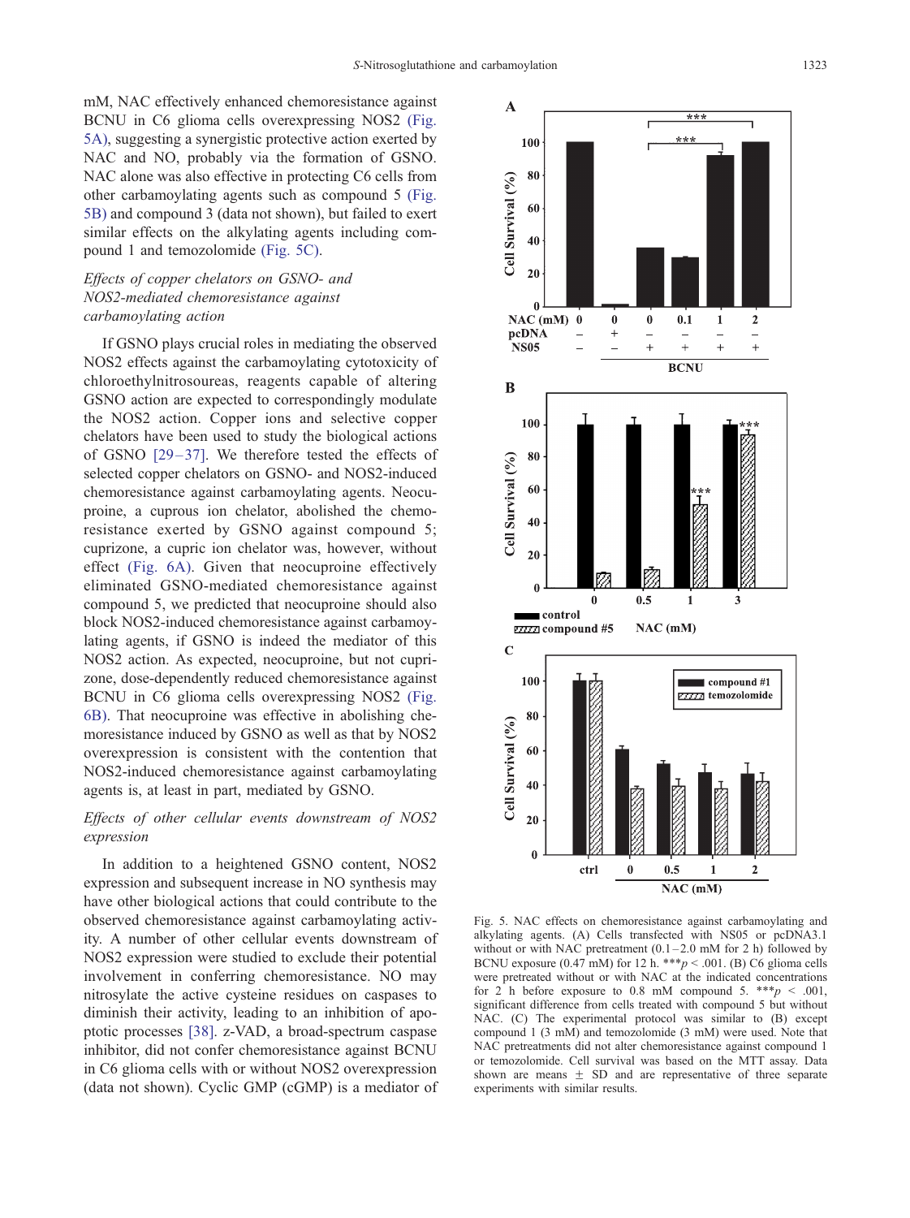mM, NAC effectively enhanced chemoresistance against BCNU in C6 glioma cells overexpressing NOS2 (Fig. 5A), suggesting a synergistic protective action exerted by NAC and NO, probably via the formation of GSNO. NAC alone was also effective in protecting C6 cells from other carbamoylating agents such as compound 5 (Fig. 5B) and compound 3 (data not shown), but failed to exert similar effects on the alkylating agents including compound 1 and temozolomide (Fig. 5C).

### *Effects of copper chelators on GSNO- and NOS2-mediated chemoresistance against carbamoylating action*

If GSNO plays crucial roles in mediating the observed NOS2 effects against the carbamoylating cytotoxicity of chloroethylnitrosoureas, reagents capable of altering GSNO action are expected to correspondingly modulate the NOS2 action. Copper ions and selective copper chelators have been used to study the biological actions of GSNO [29–37]. We therefore tested the effects of selected copper chelators on GSNO- and NOS2-induced chemoresistance against carbamoylating agents. Neocuproine, a cuprous ion chelator, abolished the chemoresistance exerted by GSNO against compound 5; cuprizone, a cupric ion chelator was, however, without effect (Fig. 6A). Given that neocuproine effectively eliminated GSNO-mediated chemoresistance against compound 5, we predicted that neocuproine should also block NOS2-induced chemoresistance against carbamoylating agents, if GSNO is indeed the mediator of this NOS2 action. As expected, neocuproine, but not cuprizone, dose-dependently reduced chemoresistance against BCNU in C6 glioma cells overexpressing NOS2 (Fig. 6B). That neocuproine was effective in abolishing chemoresistance induced by GSNO as well as that by NOS2 overexpression is consistent with the contention that NOS2-induced chemoresistance against carbamoylating agents is, at least in part, mediated by GSNO.

### *Effects of other cellular events downstream of NOS2 expression*

In addition to a heightened GSNO content, NOS2 expression and subsequent increase in NO synthesis may have other biological actions that could contribute to the observed chemoresistance against carbamoylating activity. A number of other cellular events downstream of NOS2 expression were studied to exclude their potential involvement in conferring chemoresistance. NO may nitrosylate the active cysteine residues on caspases to diminish their activity, leading to an inhibition of apoptotic processes [38]. z-VAD, a broad-spectrum caspase inhibitor, did not confer chemoresistance against BCNU in C6 glioma cells with or without NOS2 overexpression (data not shown). Cyclic GMP (cGMP) is a mediator of

Fig. 5. NAC effects on chemoresistance against carbamoylating and alkylating agents. (A) Cells transfected with NS05 or pcDNA3.1 without or with NAC pretreatment (0.1 – 2.0 mM for 2 h) followed by BCNU exposure (0.47 mM) for 12 h. ***$p < .001$. (B) C6 glioma cells were pretreated without or with NAC at the indicated concentrations for 2 h before exposure to 0.8 mM compound 5. ***$p < .001$, significant difference from cells treated with compound 5 but without NAC. (C) The experimental protocol was similar to (B) except compound 1 (3 mM) and temozolomide (3 mM) were used. Note that NAC pretreatments did not alter chemoresistance against compound 1 or temozolomide. Cell survival was based on the MTT assay. Data shown are means ± SD and are representative of three separate experiments with similar results.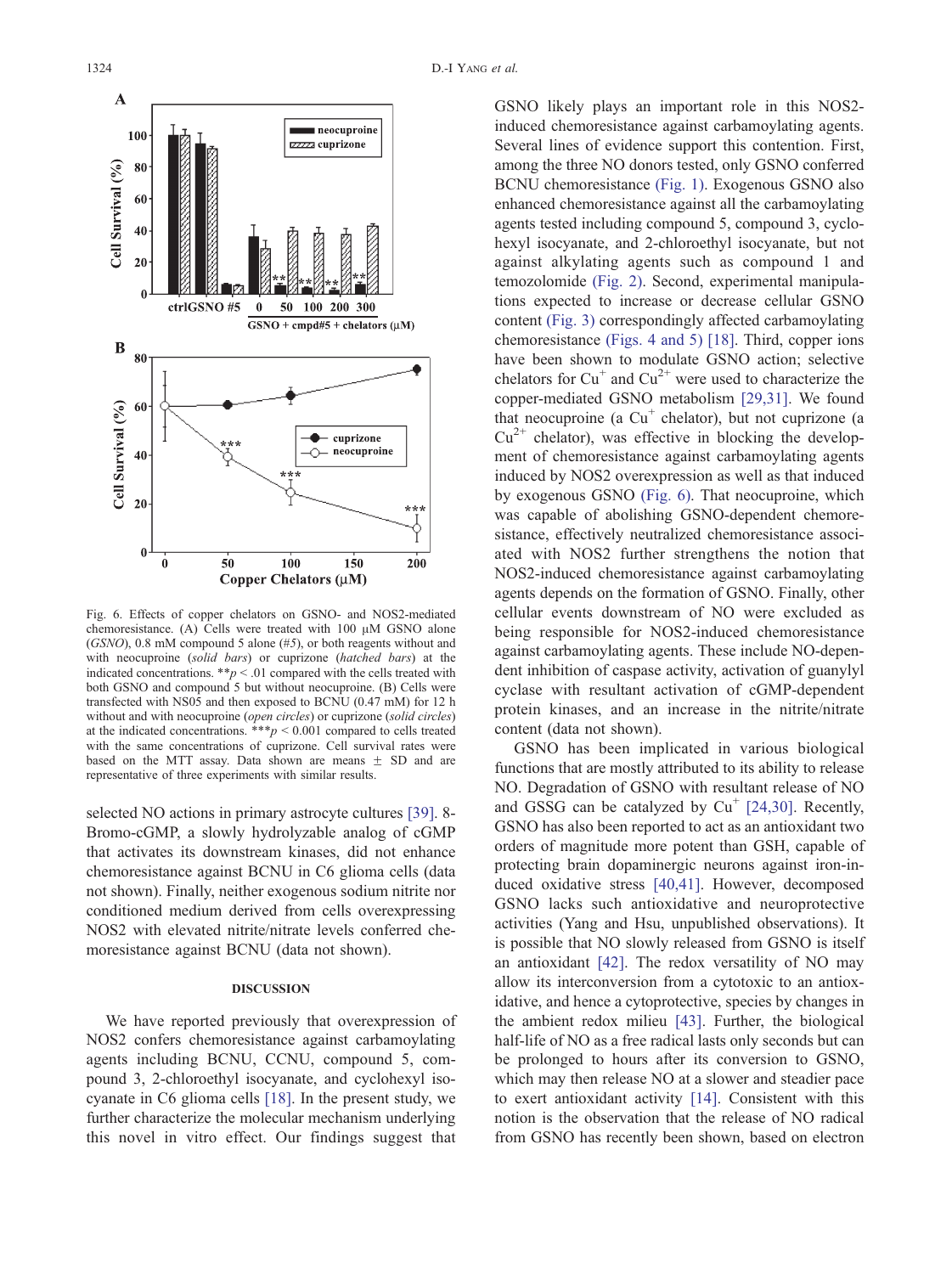Fig. 6. Effects of copper chelators on GSNO- and NOS2-mediated chemoresistance. (A) Cells were treated with 100 μM GSNO alone (*GSNO*), 0.8 mM compound 5 alone (*#5*), or both reagents without and with neocuproine (*solid bars*) or cuprizone (*hatched bars*) at the indicated concentrations. $^{**}p < .01$ compared with the cells treated with both GSNO and compound 5 but without neocuproine. (B) Cells were transfected with NS05 and then exposed to BCNU (0.47 mM) for 12 h without and with neocuproine (*open circles*) or cuprizone (*solid circles*) at the indicated concentrations. $^{***}p < 0.001$ compared to cells treated with the same concentrations of cuprizone. Cell survival rates were based on the MTT assay. Data shown are means ± SD and are representative of three experiments with similar results.

selected NO actions in primary astrocyte cultures [39]. 8-Bromo-cGMP, a slowly hydrolyzable analog of cGMP that activates its downstream kinases, did not enhance chemoresistance against BCNU in C6 glioma cells (data not shown). Finally, neither exogenous sodium nitrite nor conditioned medium derived from cells overexpressing NOS2 with elevated nitrite/nitrate levels conferred chemoresistance against BCNU (data not shown).

## DISCUSSION

We have reported previously that overexpression of NOS2 confers chemoresistance against carbamoylating agents including BCNU, CCNU, compound 5, compound 3, 2-chloroethyl isocyanate, and cyclohexyl isocyanate in C6 glioma cells [18]. In the present study, we further characterize the molecular mechanism underlying this novel in vitro effect. Our findings suggest that GSNO likely plays an important role in this NOS2-induced chemoresistance against carbamoylating agents. Several lines of evidence support this contention. First, among the three NO donors tested, only GSNO conferred BCNU chemoresistance (Fig. 1). Exogenous GSNO also enhanced chemoresistance against all the carbamoylating agents tested including compound 5, compound 3, cyclohexyl isocyanate, and 2-chloroethyl isocyanate, but not against alkylating agents such as compound 1 and temozolomide (Fig. 2). Second, experimental manipulations expected to increase or decrease cellular GSNO content (Fig. 3) correspondingly affected carbamoylating chemoresistance (Figs. 4 and 5) [18]. Third, copper ions have been shown to modulate GSNO action; selective chelators for $Cu^{+}$ and $Cu^{2+}$ were used to characterize the copper-mediated GSNO metabolism [29,31]. We found that neocuproine (a $Cu^{+}$ chelator), but not cuprizone (a $Cu^{2+}$ chelator), was effective in blocking the development of chemoresistance against carbamoylating agents induced by NOS2 overexpression as well as that induced by exogenous GSNO (Fig. 6). That neocuproine, which was capable of abolishing GSNO-dependent chemoresistance, effectively neutralized chemoresistance associated with NOS2 further strengthens the notion that NOS2-induced chemoresistance against carbamoylating agents depends on the formation of GSNO. Finally, other cellular events downstream of NO were excluded as being responsible for NOS2-induced chemoresistance against carbamoylating agents. These include NO-dependent inhibition of caspase activity, activation of guanylyl cyclase with resultant activation of cGMP-dependent protein kinases, and an increase in the nitrite/nitrate content (data not shown).

GSNO has been implicated in various biological functions that are mostly attributed to its ability to release NO. Degradation of GSNO with resultant release of NO and GSSG can be catalyzed by $Cu^{+}$ [24,30]. Recently, GSNO has also been reported to act as an antioxidant two orders of magnitude more potent than GSH, capable of protecting brain dopaminergic neurons against iron-induced oxidative stress [40,41]. However, decomposed GSNO lacks such antioxidative and neuroprotective activities (Yang and Hsu, unpublished observations). It is possible that NO slowly released from GSNO is itself an antioxidant [42]. The redox versatility of NO may allow its interconversion from a cytotoxic to an antioxidative, and hence a cytoprotective, species by changes in the ambient redox milieu [43]. Further, the biological half-life of NO as a free radical lasts only seconds but can be prolonged to hours after its conversion to GSNO, which may then release NO at a slower and steadier pace to exert antioxidant activity [14]. Consistent with this notion is the observation that the release of NO radical from GSNO has recently been shown, based on electron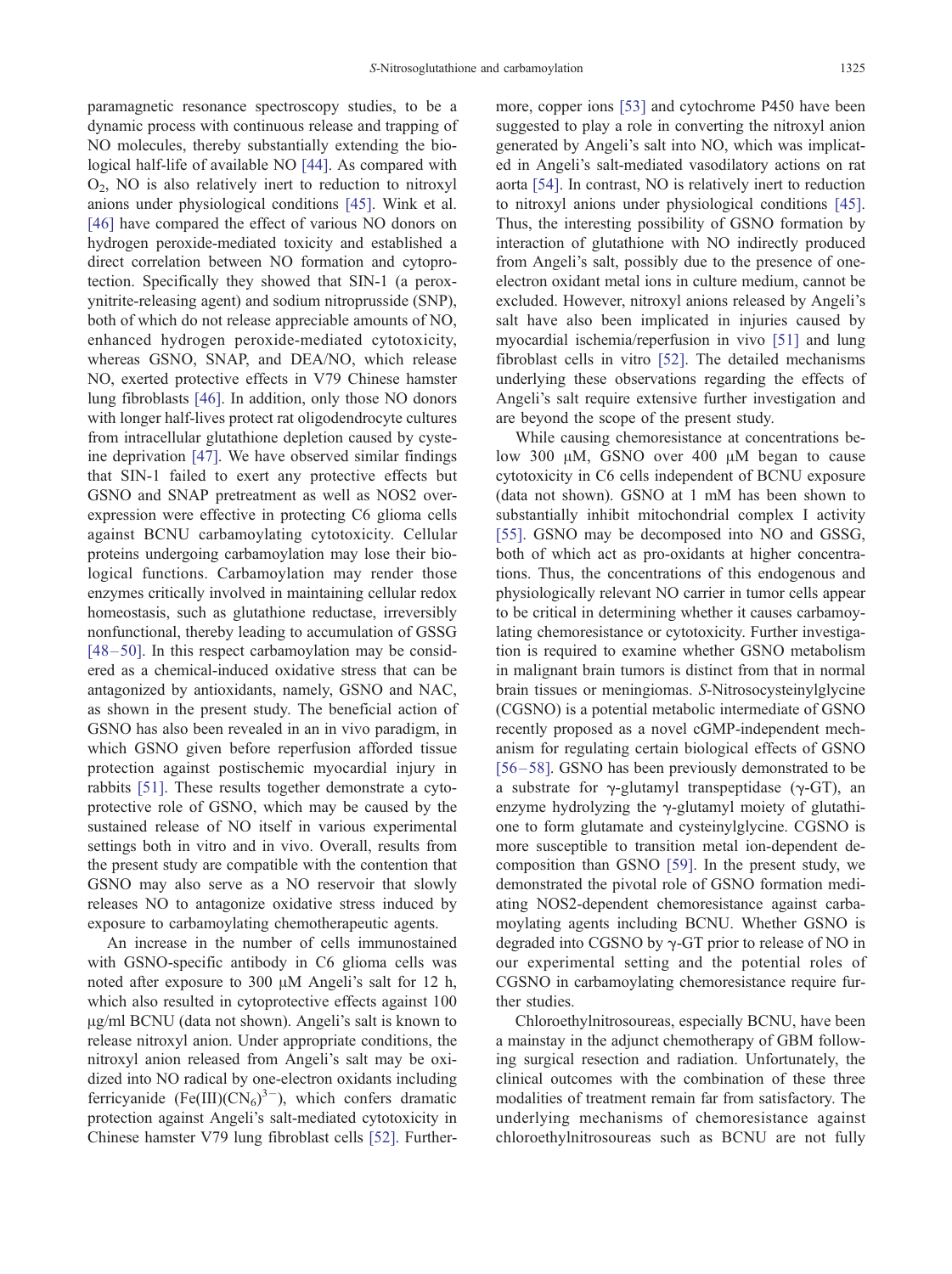paramagnetic resonance spectroscopy studies, to be a dynamic process with continuous release and trapping of NO molecules, thereby substantially extending the biological half-life of available NO [44]. As compared with $O_2$, NO is also relatively inert to reduction to nitroxyl anions under physiological conditions [45]. Wink et al. [46] have compared the effect of various NO donors on hydrogen peroxide-mediated toxicity and established a direct correlation between NO formation and cytoprotection. Specifically they showed that SIN-1 (a peroxynitrite-releasing agent) and sodium nitroprusside (SNP), both of which do not release appreciable amounts of NO, enhanced hydrogen peroxide-mediated cytotoxicity, whereas GSNO, SNAP, and DEA/NO, which release NO, exerted protective effects in V79 Chinese hamster lung fibroblasts [46]. In addition, only those NO donors with longer half-lives protect rat oligodendrocyte cultures from intracellular glutathione depletion caused by cysteine deprivation [47]. We have observed similar findings that SIN-1 failed to exert any protective effects but GSNO and SNAP pretreatment as well as NOS2 overexpression were effective in protecting C6 glioma cells against BCNU carbamoylating cytotoxicity. Cellular proteins undergoing carbamoylation may lose their biological functions. Carbamoylation may render those enzymes critically involved in maintaining cellular redox homeostasis, such as glutathione reductase, irreversibly nonfunctional, thereby leading to accumulation of GSSG [48–50]. In this respect carbamoylation may be considered as a chemical-induced oxidative stress that can be antagonized by antioxidants, namely, GSNO and NAC, as shown in the present study. The beneficial action of GSNO has also been revealed in an in vivo paradigm, in which GSNO given before reperfusion afforded tissue protection against postischemic myocardial injury in rabbits [51]. These results together demonstrate a cytoprotective role of GSNO, which may be caused by the sustained release of NO itself in various experimental settings both in vitro and in vivo. Overall, results from the present study are compatible with the contention that GSNO may also serve as a NO reservoir that slowly releases NO to antagonize oxidative stress induced by exposure to carbamoylating chemotherapeutic agents.

An increase in the number of cells immunostained with GSNO-specific antibody in C6 glioma cells was noted after exposure to 300 μM Angeli's salt for 12 h, which also resulted in cytoprotective effects against 100 μg/ml BCNU (data not shown). Angeli's salt is known to release nitroxyl anion. Under appropriate conditions, the nitroxyl anion released from Angeli's salt may be oxidized into NO radical by one-electron oxidants including ferricyanide ($Fe(III)(CN_6)^{3-}$), which confers dramatic protection against Angeli's salt-mediated cytotoxicity in Chinese hamster V79 lung fibroblast cells [52]. Furthermore, copper ions [53] and cytochrome P450 have been suggested to play a role in converting the nitroxyl anion generated by Angeli's salt into NO, which was implicated in Angeli's salt-mediated vasodilatory actions on rat aorta [54]. In contrast, NO is relatively inert to reduction to nitroxyl anions under physiological conditions [45]. Thus, the interesting possibility of GSNO formation by interaction of glutathione with NO indirectly produced from Angeli's salt, possibly due to the presence of one-electron oxidant metal ions in culture medium, cannot be excluded. However, nitroxyl anions released by Angeli's salt have also been implicated in injuries caused by myocardial ischemia/reperfusion in vivo [51] and lung fibroblast cells in vitro [52]. The detailed mechanisms underlying these observations regarding the effects of Angeli's salt require extensive further investigation and are beyond the scope of the present study.

While causing chemoresistance at concentrations below 300 μM, GSNO over 400 μM began to cause cytotoxicity in C6 cells independent of BCNU exposure (data not shown). GSNO at 1 mM has been shown to substantially inhibit mitochondrial complex I activity [55]. GSNO may be decomposed into NO and GSSG, both of which act as pro-oxidants at higher concentrations. Thus, the concentrations of this endogenous and physiologically relevant NO carrier in tumor cells appear to be critical in determining whether it causes carbamoylating chemoresistance or cytotoxicity. Further investigation is required to examine whether GSNO metabolism in malignant brain tumors is distinct from that in normal brain tissues or meningiomas. S-Nitrosocysteinylglycine (CGSNO) is a potential metabolic intermediate of GSNO recently proposed as a novel cGMP-independent mechanism for regulating certain biological effects of GSNO [56–58]. GSNO has been previously demonstrated to be a substrate for γ-glutamyl transpeptidase (γ-GT), an enzyme hydrolyzing the γ-glutamyl moiety of glutathione to form glutamate and cysteinylglycine. CGSNO is more susceptible to transition metal ion-dependent decomposition than GSNO [59]. In the present study, we demonstrated the pivotal role of GSNO formation mediating NOS2-dependent chemoresistance against carbamoylating agents including BCNU. Whether GSNO is degraded into CGSNO by γ-GT prior to release of NO in our experimental setting and the potential roles of CGSNO in carbamoylating chemoresistance require further studies.

Chloroethylnitrosoureas, especially BCNU, have been a mainstay in the adjunct chemotherapy of GBM following surgical resection and radiation. Unfortunately, the clinical outcomes with the combination of these three modalities of treatment remain far from satisfactory. The underlying mechanisms of chemoresistance against chloroethylnitrosoureas such as BCNU are not fully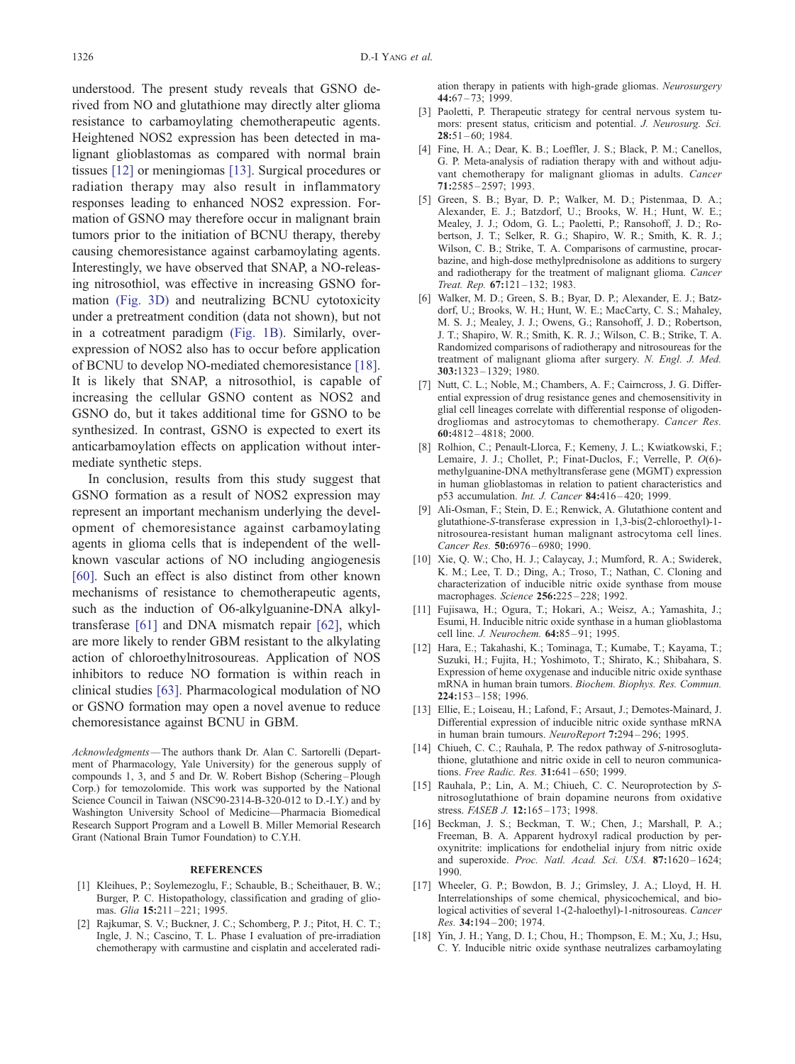understood. The present study reveals that GSNO derived from NO and glutathione may directly alter glioma resistance to carbamoylating chemotherapeutic agents. Heightened NOS2 expression has been detected in malignant glioblastomas as compared with normal brain tissues [12] or meningiomas [13]. Surgical procedures or radiation therapy may also result in inflammatory responses leading to enhanced NOS2 expression. Formation of GSNO may therefore occur in malignant brain tumors prior to the initiation of BCNU therapy, thereby causing chemoresistance against carbamoylating agents. Interestingly, we have observed that SNAP, a NO-releasing nitrosothiol, was effective in increasing GSNO formation (Fig. 3D) and neutralizing BCNU cytotoxicity under a pretreatment condition (data not shown), but not in a cotreatment paradigm (Fig. 1B). Similarly, overexpression of NOS2 also has to occur before application of BCNU to develop NO-mediated chemoresistance [18]. It is likely that SNAP, a nitrosothiol, is capable of increasing the cellular GSNO content as NOS2 and GSNO do, but it takes additional time for GSNO to be synthesized. In contrast, GSNO is expected to exert its anticarbamoylation effects on application without intermediate synthetic steps.

In conclusion, results from this study suggest that GSNO formation as a result of NOS2 expression may represent an important mechanism underlying the development of chemoresistance against carbamoylating agents in glioma cells that is independent of the well-known vascular actions of NO including angiogenesis [60]. Such an effect is also distinct from other known mechanisms of resistance to chemotherapeutic agents, such as the induction of O6-alkylguanine-DNA alkyltransferase [61] and DNA mismatch repair [62], which are more likely to render GBM resistant to the alkylating action of chloroethylnitrosoureas. Application of NOS inhibitors to reduce NO formation is within reach in clinical studies [63]. Pharmacological modulation of NO or GSNO formation may open a novel avenue to reduce chemoresistance against BCNU in GBM.

*Acknowledgments*—The authors thank Dr. Alan C. Sartorelli (Department of Pharmacology, Yale University) for the generous supply of compounds 1, 3, and 5 and Dr. W. Robert Bishop (Schering–Plough Corp.) for temozolomide. This work was supported by the National Science Council in Taiwan (NSC90-2314-B-320-012 to D.-I.Y.) and by Washington University School of Medicine—Pharmacia Biomedical Research Support Program and a Lowell B. Miller Memorial Research Grant (National Brain Tumor Foundation) to C.Y.H.

## REFERENCES

[1] Kleihues, P.; Soylemezoglu, F.; Schauble, B.; Scheithauer, B. W.; Burger, P. C. Histopathology, classification and grading of gliomas. *Glia* **15:**211–221; 1995.

[2] Rajkumar, S. V.; Buckner, J. C.; Schomberg, P. J.; Pitot, H. C. T.; Ingle, J. N.; Cascino, T. L. Phase I evaluation of pre-irradiation chemotherapy with carmustine and cisplatin and accelerated radiation therapy in patients with high-grade gliomas. *Neurosurgery* **44:**67–73; 1999.

[3] Paoletti, P. Therapeutic strategy for central nervous system tumors: present status, criticism and potential. *J. Neurosurg. Sci.* **28:**51–60; 1984.

[4] Fine, H. A.; Dear, K. B.; Loeffler, J. S.; Black, P. M.; Canellos, G. P. Meta-analysis of radiation therapy with and without adjuvant chemotherapy for malignant gliomas in adults. *Cancer* **71:**2585–2597; 1993.

[5] Green, S. B.; Byar, D. P.; Walker, M. D.; Pistenmaa, D. A.; Alexander, E. J.; Batzdorf, U.; Brooks, W. H.; Hunt, W. E.; Mealey, J. J.; Odom, G. L.; Paoletti, P.; Ransohoff, J. D.; Robertson, J. T.; Selker, R. G.; Shapiro, W. R.; Smith, K. R. J.; Wilson, C. B.; Strike, T. A. Comparisons of carmustine, procarbazine, and high-dose methylprednisolone as additions to surgery and radiotherapy for the treatment of malignant glioma. *Cancer Treat. Rep.* **67:**121–132; 1983.

[6] Walker, M. D.; Green, S. B.; Byar, D. P.; Alexander, E. J.; Batzdorf, U.; Brooks, W. H.; Hunt, W. E.; MacCarty, C. S.; Mahaley, M. S. J.; Mealey, J. J.; Owens, G.; Ransohoff, J. D.; Robertson, J. T.; Shapiro, W. R.; Smith, K. R. J.; Wilson, C. B.; Strike, T. A. Randomized comparisons of radiotherapy and nitrosoureas for the treatment of malignant glioma after surgery. *N. Engl. J. Med.* **303:**1323–1329; 1980.

[7] Nutt, C. L.; Noble, M.; Chambers, A. F.; Cairncross, J. G. Differential expression of drug resistance genes and chemosensitivity in glial cell lineages correlate with differential response of oligodendrogliomas and astrocytomas to chemotherapy. *Cancer Res.* **60:**4812–4818; 2000.

[8] Rolhion, C.; Penault-Llorca, F.; Kemeny, J. L.; Kwiatkowski, F.; Lemaire, J. J.; Chollet, P.; Finat-Duclos, F.; Verrelle, P. *O*(6)-methylguanine-DNA methyltransferase gene (MGMT) expression in human glioblastomas in relation to patient characteristics and p53 accumulation. *Int. J. Cancer* **84:**416–420; 1999.

[9] Ali-Osman, F.; Stein, D. E.; Renwick, A. Glutathione content and glutathione-*S*-transferase expression in 1,3-bis(2-chloroethyl)-1-nitrosourea-resistant human malignant astrocytoma cell lines. *Cancer Res.* **50:**6976–6980; 1990.

[10] Xie, Q. W.; Cho, H. J.; Calaycay, J.; Mumford, R. A.; Swiderek, K. M.; Lee, T. D.; Ding, A.; Troso, T.; Nathan, C. Cloning and characterization of inducible nitric oxide synthase from mouse macrophages. *Science* **256:**225–228; 1992.

[11] Fujisawa, H.; Ogura, T.; Hokari, A.; Weisz, A.; Yamashita, J.; Esumi, H. Inducible nitric oxide synthase in a human glioblastoma cell line. *J. Neurochem.* **64:**85–91; 1995.

[12] Hara, E.; Takahashi, K.; Tominaga, T.; Kumabe, T.; Kayama, T.; Suzuki, H.; Fujita, H.; Yoshimoto, T.; Shirato, K.; Shibahara, S. Expression of heme oxygenase and inducible nitric oxide synthase mRNA in human brain tumors. *Biochem. Biophys. Res. Commun.* **224:**153–158; 1996.

[13] Ellie, E.; Loiseau, H.; Lafond, F.; Arsaut, J.; Demotes-Mainard, J. Differential expression of inducible nitric oxide synthase mRNA in human brain tumours. *NeuroReport* **7:**294–296; 1995.

[14] Chiueh, C. C.; Rauhala, P. The redox pathway of *S*-nitrosoglutathione, glutathione and nitric oxide in cell to neuron communications. *Free Radic. Res.* **31:**641–650; 1999.

[15] Rauhala, P.; Lin, A. M.; Chiueh, C. C. Neuroprotection by *S*-nitrosoglutathione of brain dopamine neurons from oxidative stress. *FASEB J.* **12:**165–173; 1998.

[16] Beckman, J. S.; Beckman, T. W.; Chen, J.; Marshall, P. A.; Freeman, B. A. Apparent hydroxyl radical production by peroxynitrite: implications for endothelial injury from nitric oxide and superoxide. *Proc. Natl. Acad. Sci. USA.* **87:**1620–1624; 1990.

[17] Wheeler, G. P.; Bowdon, B. J.; Grimsley, J. A.; Lloyd, H. H. Interrelationships of some chemical, physicochemical, and biological activities of several 1-(2-haloethyl)-1-nitrosoureas. *Cancer Res.* **34:**194–200; 1974.

[18] Yin, J. H.; Yang, D. I.; Chou, H.; Thompson, E. M.; Xu, J.; Hsu, C. Y. Inducible nitric oxide synthase neutralizes carbamoylating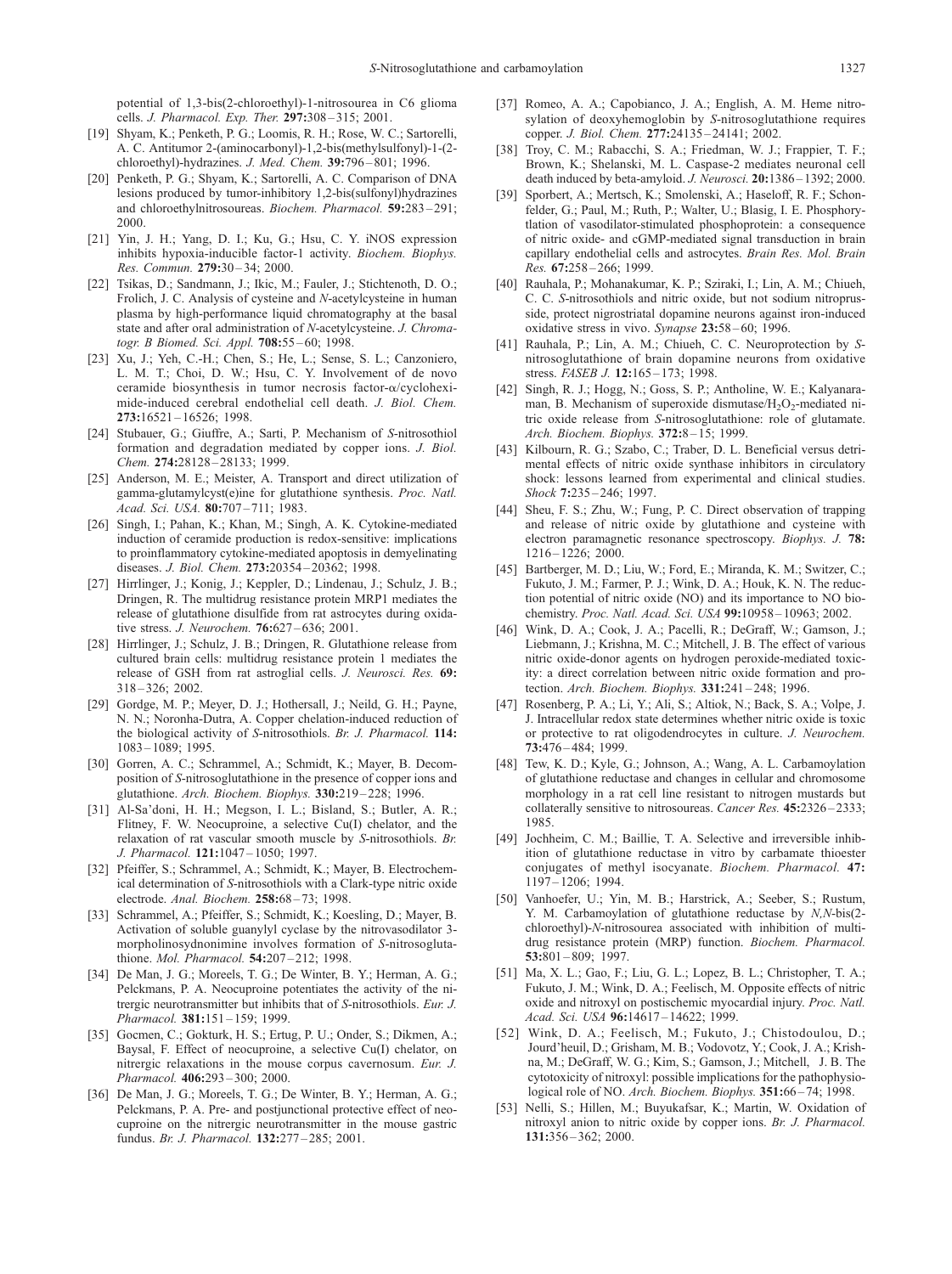potential of 1,3-bis(2-chloroethyl)-1-nitrosourea in C6 glioma cells. *J. Pharmacol. Exp. Ther.* **297:**308 – 315; 2001.

[19] Shyam, K.; Penketh, P. G.; Loomis, R. H.; Rose, W. C.; Sartorelli, A. C. Antitumor 2-(aminocarbonyl)-1,2-bis(methylsulfonyl)-1-(2-chloroethyl)-hydrazines. *J. Med. Chem.* **39:**796 – 801; 1996.

[20] Penketh, P. G.; Shyam, K.; Sartorelli, A. C. Comparison of DNA lesions produced by tumor-inhibitory 1,2-bis(sulfonyl)hydrazines and chloroethylnitrosoureas. *Biochem. Pharmacol.* **59:**283 – 291; 2000.

[21] Yin, J. H.; Yang, D. I.; Ku, G.; Hsu, C. Y. iNOS expression inhibits hypoxia-inducible factor-1 activity. *Biochem. Biophys. Res. Commun.* **279:**30 – 34; 2000.

[22] Tsikas, D.; Sandmann, J.; Ikic, M.; Fauler, J.; Stichtenoth, D. O.; Frolich, J. C. Analysis of cysteine and *N*-acetylcysteine in human plasma by high-performance liquid chromatography at the basal state and after oral administration of *N*-acetylcysteine. *J. Chromatogr. B Biomed. Sci. Appl.* **708:**55 – 60; 1998.

[23] Xu, J.; Yeh, C.-H.; Chen, S.; He, L.; Sense, S. L.; Canzoniero, L. M. T.; Choi, D. W.; Hsu, C. Y. Involvement of de novo ceramide biosynthesis in tumor necrosis factor-α/cycloheximide-induced cerebral endothelial cell death. *J. Biol. Chem.* **273:**16521 – 16526; 1998.

[24] Stubauer, G.; Giuffre, A.; Sarti, P. Mechanism of *S*-nitrosothiol formation and degradation mediated by copper ions. *J. Biol. Chem.* **274:**28128 – 28133; 1999.

[25] Anderson, M. E.; Meister, A. Transport and direct utilization of gamma-glutamylcyst(e)ine for glutathione synthesis. *Proc. Natl. Acad. Sci. USA.* **80:**707 – 711; 1983.

[26] Singh, I.; Pahan, K.; Khan, M.; Singh, A. K. Cytokine-mediated induction of ceramide production is redox-sensitive: implications to proinflammatory cytokine-mediated apoptosis in demyelinating diseases. *J. Biol. Chem.* **273:**20354 – 20362; 1998.

[27] Hirrlinger, J.; Konig, J.; Keppler, D.; Lindenau, J.; Schulz, J. B.; Dringen, R. The multidrug resistance protein MRP1 mediates the release of glutathione disulfide from rat astrocytes during oxidative stress. *J. Neurochem.* **76:**627 – 636; 2001.

[28] Hirrlinger, J.; Schulz, J. B.; Dringen, R. Glutathione release from cultured brain cells: multidrug resistance protein 1 mediates the release of GSH from rat astroglial cells. *J. Neurosci. Res.* **69:** 318 – 326; 2002.

[29] Gordge, M. P.; Meyer, D. J.; Hothersall, J.; Neild, G. H.; Payne, N. N.; Noronha-Dutra, A. Copper chelation-induced reduction of the biological activity of *S*-nitrosothiols. *Br. J. Pharmacol.* **114:** 1083 – 1089; 1995.

[30] Gorren, A. C.; Schrammel, A.; Schmidt, K.; Mayer, B. Decomposition of *S*-nitrosoglutathione in the presence of copper ions and glutathione. *Arch. Biochem. Biophys.* **330:**219 – 228; 1996.

[31] Al-Sa'doni, H. H.; Megson, I. L.; Bisland, S.; Butler, A. R.; Flitney, F. W. Neocuproine, a selective Cu(I) chelator, and the relaxation of rat vascular smooth muscle by *S*-nitrosothiols. *Br. J. Pharmacol.* **121:**1047 – 1050; 1997.

[32] Pfeiffer, S.; Schrammel, A.; Schmidt, K.; Mayer, B. Electrochemical determination of *S*-nitrosothiols with a Clark-type nitric oxide electrode. *Anal. Biochem.* **258:**68 – 73; 1998.

[33] Schrammel, A.; Pfeiffer, S.; Schmidt, K.; Koesling, D.; Mayer, B. Activation of soluble guanylyl cyclase by the nitrovasodilator 3-morpholinosydnonimine involves formation of *S*-nitrosoglutathione. *Mol. Pharmacol.* **54:**207 – 212; 1998.

[34] De Man, J. G.; Moreels, T. G.; De Winter, B. Y.; Herman, A. G.; Pelckmans, P. A. Neocuproine potentiates the activity of the nitrergic neurotransmitter but inhibits that of *S*-nitrosothiols. *Eur. J. Pharmacol.* **381:**151 – 159; 1999.

[35] Gocmen, C.; Gokturk, H. S.; Ertug, P. U.; Onder, S.; Dikmen, A.; Baysal, F. Effect of neocuproine, a selective Cu(I) chelator, on nitrergic relaxations in the mouse corpus cavernosum. *Eur. J. Pharmacol.* **406:**293 – 300; 2000.

[36] De Man, J. G.; Moreels, T. G.; De Winter, B. Y.; Herman, A. G.; Pelckmans, P. A. Pre- and postjunctional protective effect of neocuproine on the nitrergic neurotransmitter in the mouse gastric fundus. *Br. J. Pharmacol.* **132:**277 – 285; 2001.

[37] Romeo, A. A.; Capobianco, J. A.; English, A. M. Heme nitrosylation of deoxyhemoglobin by *S*-nitrosoglutathione requires copper. *J. Biol. Chem.* **277:**24135 – 24141; 2002.

[38] Troy, C. M.; Rabacchi, S. A.; Friedman, W. J.; Frappier, T. F.; Brown, K.; Shelanski, M. L. Caspase-2 mediates neuronal cell death induced by beta-amyloid. *J. Neurosci.* **20:**1386 – 1392; 2000.

[39] Sporbert, A.; Mertsch, K.; Smolenski, A.; Haseloff, R. F.; Schonfelder, G.; Paul, M.; Ruth, P.; Walter, U.; Blasig, I. E. Phosphorytlation of vasodilator-stimulated phosphoprotein: a consequence of nitric oxide- and cGMP-mediated signal transduction in brain capillary endothelial cells and astrocytes. *Brain Res. Mol. Brain Res.* **67:**258 – 266; 1999.

[40] Rauhala, P.; Mohanakumar, K. P.; Sziraki, I.; Lin, A. M.; Chiueh, C. C. *S*-nitrosothiols and nitric oxide, but not sodium nitroprusside, protect nigrostriatal dopamine neurons against iron-induced oxidative stress in vivo. *Synapse* **23:**58 – 60; 1996.

[41] Rauhala, P.; Lin, A. M.; Chiueh, C. C. Neuroprotection by *S*-nitrosoglutathione of brain dopamine neurons from oxidative stress. *FASEB J.* **12:**165 – 173; 1998.

[42] Singh, R. J.; Hogg, N.; Goss, S. P.; Antholine, W. E.; Kalyanaraman, B. Mechanism of superoxide dismutase/$H_2O_2$-mediated nitric oxide release from *S*-nitrosoglutathione: role of glutamate. *Arch. Biochem. Biophys.* **372:**8 – 15; 1999.

[43] Kilbourn, R. G.; Szabo, C.; Traber, D. L. Beneficial versus detrimental effects of nitric oxide synthase inhibitors in circulatory shock: lessons learned from experimental and clinical studies. *Shock* **7:**235 – 246; 1997.

[44] Sheu, F. S.; Zhu, W.; Fung, P. C. Direct observation of trapping and release of nitric oxide by glutathione and cysteine with electron paramagnetic resonance spectroscopy. *Biophys. J.* **78:** 1216 – 1226; 2000.

[45] Bartberger, M. D.; Liu, W.; Ford, E.; Miranda, K. M.; Switzer, C.; Fukuto, J. M.; Farmer, P. J.; Wink, D. A.; Houk, K. N. The reduction potential of nitric oxide (NO) and its importance to NO biochemistry. *Proc. Natl. Acad. Sci. USA* **99:**10958 – 10963; 2002.

[46] Wink, D. A.; Cook, J. A.; Pacelli, R.; DeGraff, W.; Gamson, J.; Liebmann, J.; Krishna, M. C.; Mitchell, J. B. The effect of various nitric oxide-donor agents on hydrogen peroxide-mediated toxicity: a direct correlation between nitric oxide formation and protection. *Arch. Biochem. Biophys.* **331:**241 – 248; 1996.

[47] Rosenberg, P. A.; Li, Y.; Ali, S.; Altiok, N.; Back, S. A.; Volpe, J. J. Intracellular redox state determines whether nitric oxide is toxic or protective to rat oligodendrocytes in culture. *J. Neurochem.* **73:**476 – 484; 1999.

[48] Tew, K. D.; Kyle, G.; Johnson, A.; Wang, A. L. Carbamoylation of glutathione reductase and changes in cellular and chromosome morphology in a rat cell line resistant to nitrogen mustards but collaterally sensitive to nitrosoureas. *Cancer Res.* **45:**2326 – 2333; 1985.

[49] Jochheim, C. M.; Baillie, T. A. Selective and irreversible inhibition of glutathione reductase in vitro by carbamate thioester conjugates of methyl isocyanate. *Biochem. Pharmacol.* **47:** 1197 – 1206; 1994.

[50] Vanhoefer, U.; Yin, M. B.; Harstrick, A.; Seeber, S.; Rustum, Y. M. Carbamoylation of glutathione reductase by *N,N*-bis(2-chloroethyl)-*N*-nitrosourea associated with inhibition of multidrug resistance protein (MRP) function. *Biochem. Pharmacol.* **53:**801 – 809; 1997.

[51] Ma, X. L.; Gao, F.; Liu, G. L.; Lopez, B. L.; Christopher, T. A.; Fukuto, J. M.; Wink, D. A.; Feelisch, M. Opposite effects of nitric oxide and nitroxyl on postischemic myocardial injury. *Proc. Natl. Acad. Sci. USA* **96:**14617 – 14622; 1999.

[52] Wink, D. A.; Feelisch, M.; Fukuto, J.; Chistodoulou, D.; Jourd'heuil, D.; Grisham, M. B.; Vodovotz, Y.; Cook, J. A.; Krishna, M.; DeGraff, W. G.; Kim, S.; Gamson, J.; Mitchell, J. B. The cytotoxicity of nitroxyl: possible implications for the pathophysiological role of NO. *Arch. Biochem. Biophys.* **351:**66 – 74; 1998.

[53] Nelli, S.; Hillen, M.; Buyukafsar, K.; Martin, W. Oxidation of nitroxyl anion to nitric oxide by copper ions. *Br. J. Pharmacol.* **131:**356 – 362; 2000.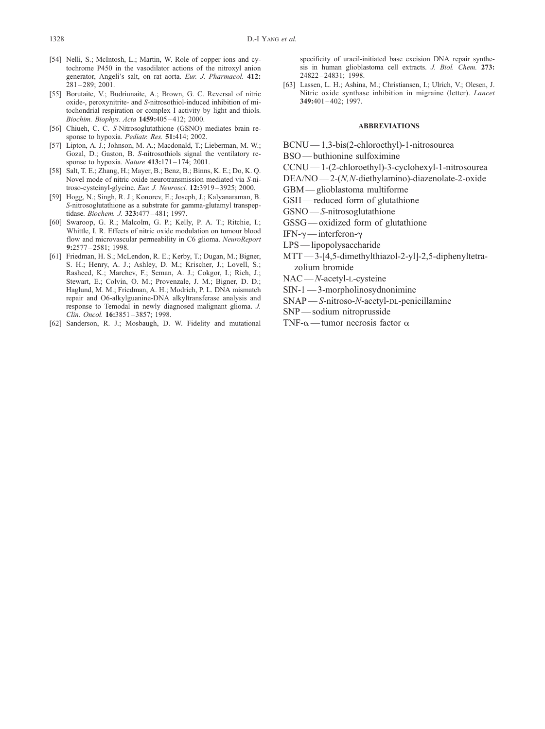[54] Nelli, S.; McIntosh, L.; Martin, W. Role of copper ions and cytochrome P450 in the vasodilator actions of the nitroxyl anion generator, Angeli's salt, on rat aorta. *Eur. J. Pharmacol.* **412:** 281–289; 2001.

[55] Borutaite, V.; Budriunaite, A.; Brown, G. C. Reversal of nitric oxide-, peroxynitrite- and *S*-nitrosothiol-induced inhibition of mitochondrial respiration or complex I activity by light and thiols. *Biochim. Biophys. Acta* **1459:**405–412; 2000.

[56] Chiueh, C. C. *S*-Nitrosoglutathione (GSNO) mediates brain response to hypoxia. *Pediatr. Res.* **51:**414; 2002.

[57] Lipton, A. J.; Johnson, M. A.; Macdonald, T.; Lieberman, M. W.; Gozal, D.; Gaston, B. *S*-nitrosothiols signal the ventilatory response to hypoxia. *Nature* **413:**171–174; 2001.

[58] Salt, T. E.; Zhang, H.; Mayer, B.; Benz, B.; Binns, K. E.; Do, K. Q. Novel mode of nitric oxide neurotransmission mediated via *S*-nitroso-cysteinyl-glycine. *Eur. J. Neurosci.* **12:**3919–3925; 2000.

[59] Hogg, N.; Singh, R. J.; Konorev, E.; Joseph, J.; Kalyanaraman, B. *S*-nitrosoglutathione as a substrate for gamma-glutamyl transpeptidase. *Biochem. J.* **323:**477–481; 1997.

[60] Swaroop, G. R.; Malcolm, G. P.; Kelly, P. A. T.; Ritchie, I.; Whittle, I. R. Effects of nitric oxide modulation on tumour blood flow and microvascular permeability in C6 glioma. *NeuroReport* **9:**2577–2581; 1998.

[61] Friedman, H. S.; McLendon, R. E.; Kerby, T.; Dugan, M.; Bigner, S. H.; Henry, A. J.; Ashley, D. M.; Krischer, J.; Lovell, S.; Rasheed, K.; Marchev, F.; Seman, A. J.; Cokgor, I.; Rich, J.; Stewart, E.; Colvin, O. M.; Provenzale, J. M.; Bigner, D. D.; Haglund, M. M.; Friedman, A. H.; Modrich, P. L. DNA mismatch repair and O6-alkylguanine-DNA alkyltransferase analysis and response to Temodal in newly diagnosed malignant glioma. *J. Clin. Oncol.* **16:**3851–3857; 1998.

[62] Sanderson, R. J.; Mosbaugh, D. W. Fidelity and mutational specificity of uracil-initiated base excision DNA repair synthesis in human glioblastoma cell extracts. *J. Biol. Chem.* **273:** 24822–24831; 1998.

[63] Lassen, L. H.; Ashina, M.; Christiansen, I.; Ulrich, V.; Olesen, J. Nitric oxide synthase inhibition in migraine (letter). *Lancet* **349:**401–402; 1997.

## ABBREVIATIONS

BCNU — 1,3-bis(2-chloroethyl)-1-nitrosourea

BSO — buthionine sulfoximine

CCNU — 1-(2-chloroethyl)-3-cyclohexyl-1-nitrosourea

DEA/NO — 2-(*N,N*-diethylamino)-diazenolate-2-oxide

GBM — glioblastoma multiforme

GSH — reduced form of glutathione

GSNO — *S*-nitrosoglutathione

GSSG — oxidized form of glutathione

IFN-$\gamma$ — interferon-$\gamma$

LPS — lipopolysaccharide

MTT — 3-[4,5-dimethylthiazol-2-yl]-2,5-diphenyltetrazolium bromide

NAC — *N*-acetyl-L-cysteine

SIN-1 — 3-morpholinosydnonimine

SNAP — *S*-nitroso-*N*-acetyl-DL-penicillamine

SNP — sodium nitroprusside

TNF-$\alpha$ — tumor necrosis factor $\alpha$